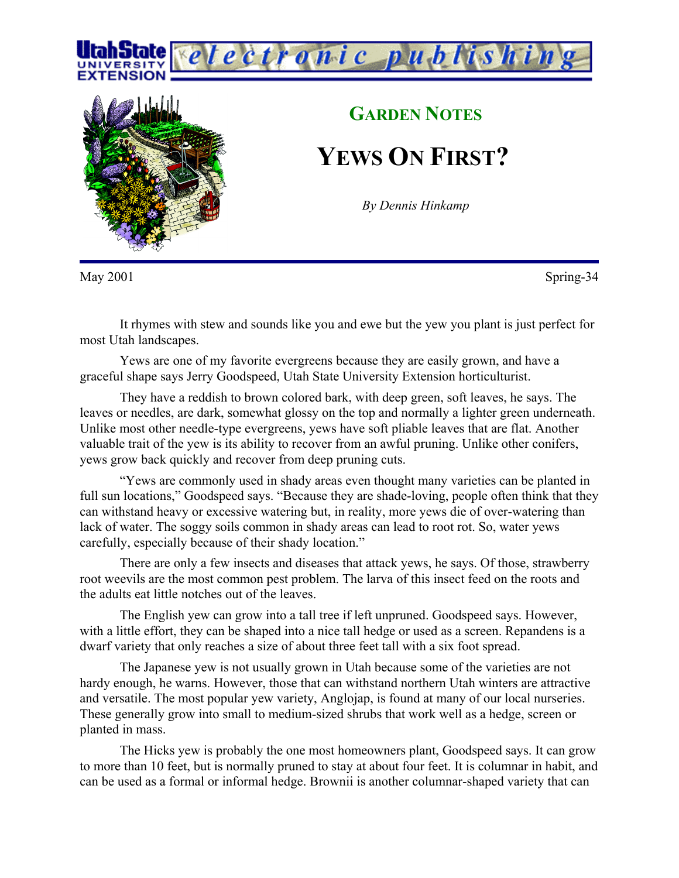## GARDEN NOTES

# YEWS ON FIRST?

*By Dennis Hinkamp*

May 2001 Spring-34

It rhymes with stew and sounds like you and ewe but the yew you plant is just perfect for most Utah landscapes.

Yews are one of my favorite evergreens because they are easily grown, and have a graceful shape says Jerry Goodspeed, Utah State University Extension horticulturist.

They have a reddish to brown colored bark, with deep green, soft leaves, he says. The leaves or needles, are dark, somewhat glossy on the top and normally a lighter green underneath. Unlike most other needle-type evergreens, yews have soft pliable leaves that are flat. Another valuable trait of the yew is its ability to recover from an awful pruning. Unlike other conifers, yews grow back quickly and recover from deep pruning cuts.

"Yews are commonly used in shady areas even thought many varieties can be planted in full sun locations," Goodspeed says. "Because they are shade-loving, people often think that they can withstand heavy or excessive watering but, in reality, more yews die of over-watering than lack of water. The soggy soils common in shady areas can lead to root rot. So, water yews carefully, especially because of their shady location."

There are only a few insects and diseases that attack yews, he says. Of those, strawberry root weevils are the most common pest problem. The larva of this insect feed on the roots and the adults eat little notches out of the leaves.

The English yew can grow into a tall tree if left unpruned. Goodspeed says. However, with a little effort, they can be shaped into a nice tall hedge or used as a screen. Repandens is a dwarf variety that only reaches a size of about three feet tall with a six foot spread.

The Japanese yew is not usually grown in Utah because some of the varieties are not hardy enough, he warns. However, those that can withstand northern Utah winters are attractive and versatile. The most popular yew variety, Anglojap, is found at many of our local nurseries. These generally grow into small to medium-sized shrubs that work well as a hedge, screen or planted in mass.

The Hicks yew is probably the one most homeowners plant, Goodspeed says. It can grow to more than 10 feet, but is normally pruned to stay at about four feet. It is columnar in habit, and can be used as a formal or informal hedge. Brownii is another columnar-shaped variety that can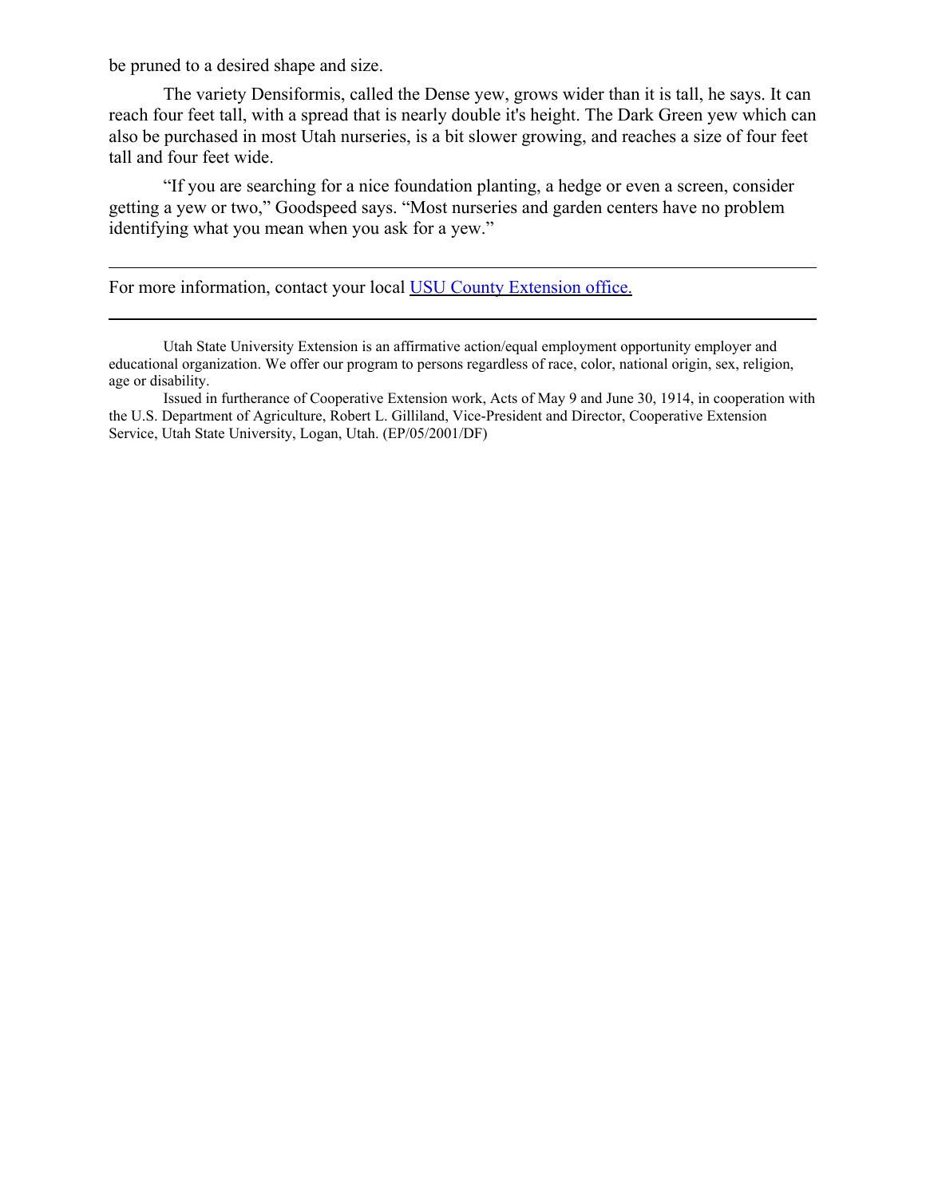be pruned to a desired shape and size.

The variety Densiformis, called the Dense yew, grows wider than it is tall, he says. It can reach four feet tall, with a spread that is nearly double it's height. The Dark Green yew which can also be purchased in most Utah nurseries, is a bit slower growing, and reaches a size of four feet tall and four feet wide.

"If you are searching for a nice foundation planting, a hedge or even a screen, consider getting a yew or two," Goodspeed says. "Most nurseries and garden centers have no problem identifying what you mean when you ask for a yew."

---

For more information, contact your local USU County Extension office.

---

Utah State University Extension is an affirmative action/equal employment opportunity employer and educational organization. We offer our program to persons regardless of race, color, national origin, sex, religion, age or disability.

Issued in furtherance of Cooperative Extension work, Acts of May 9 and June 30, 1914, in cooperation with the U.S. Department of Agriculture, Robert L. Gilliland, Vice-President and Director, Cooperative Extension Service, Utah State University, Logan, Utah. (EP/05/2001/DF)